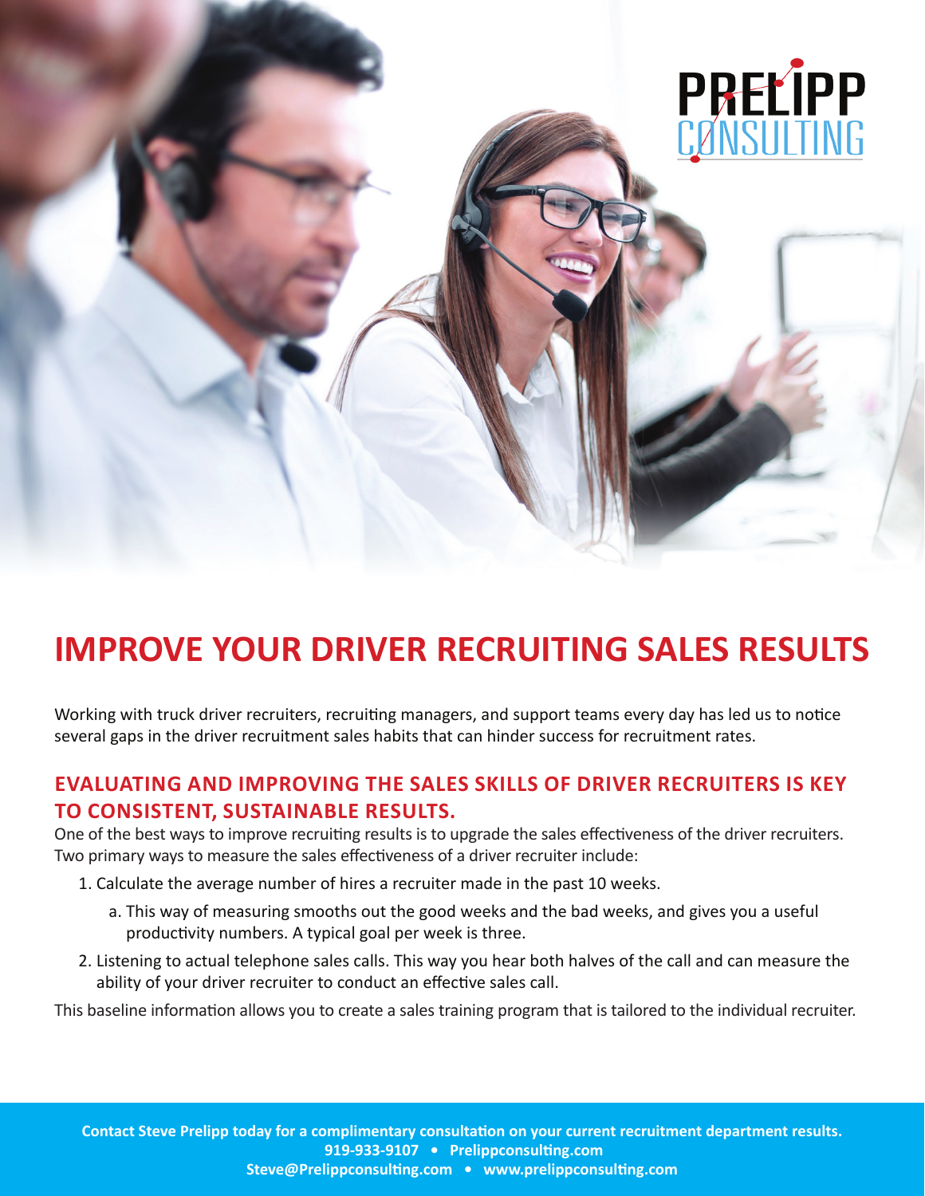PRELIPP CONSULTING

# IMPROVE YOUR DRIVER RECRUITING SALES RESULTS

Working with truck driver recruiters, recruiting managers, and support teams every day has led us to notice several gaps in the driver recruitment sales habits that can hinder success for recruitment rates.

## EVALUATING AND IMPROVING THE SALES SKILLS OF DRIVER RECRUITERS IS KEY TO CONSISTENT, SUSTAINABLE RESULTS.

One of the best ways to improve recruiting results is to upgrade the sales effectiveness of the driver recruiters. Two primary ways to measure the sales effectiveness of a driver recruiter include:

1. Calculate the average number of hires a recruiter made in the past 10 weeks.
   a. This way of measuring smooths out the good weeks and the bad weeks, and gives you a useful productivity numbers. A typical goal per week is three.
2. Listening to actual telephone sales calls. This way you hear both halves of the call and can measure the ability of your driver recruiter to conduct an effective sales call.

This baseline information allows you to create a sales training program that is tailored to the individual recruiter.

**Contact Steve Prelipp today for a complimentary consultation on your current recruitment department results.**
**919-933-9107 • Prelippconsulting.com**
**Steve@Prelippconsulting.com • www.prelippconsulting.com**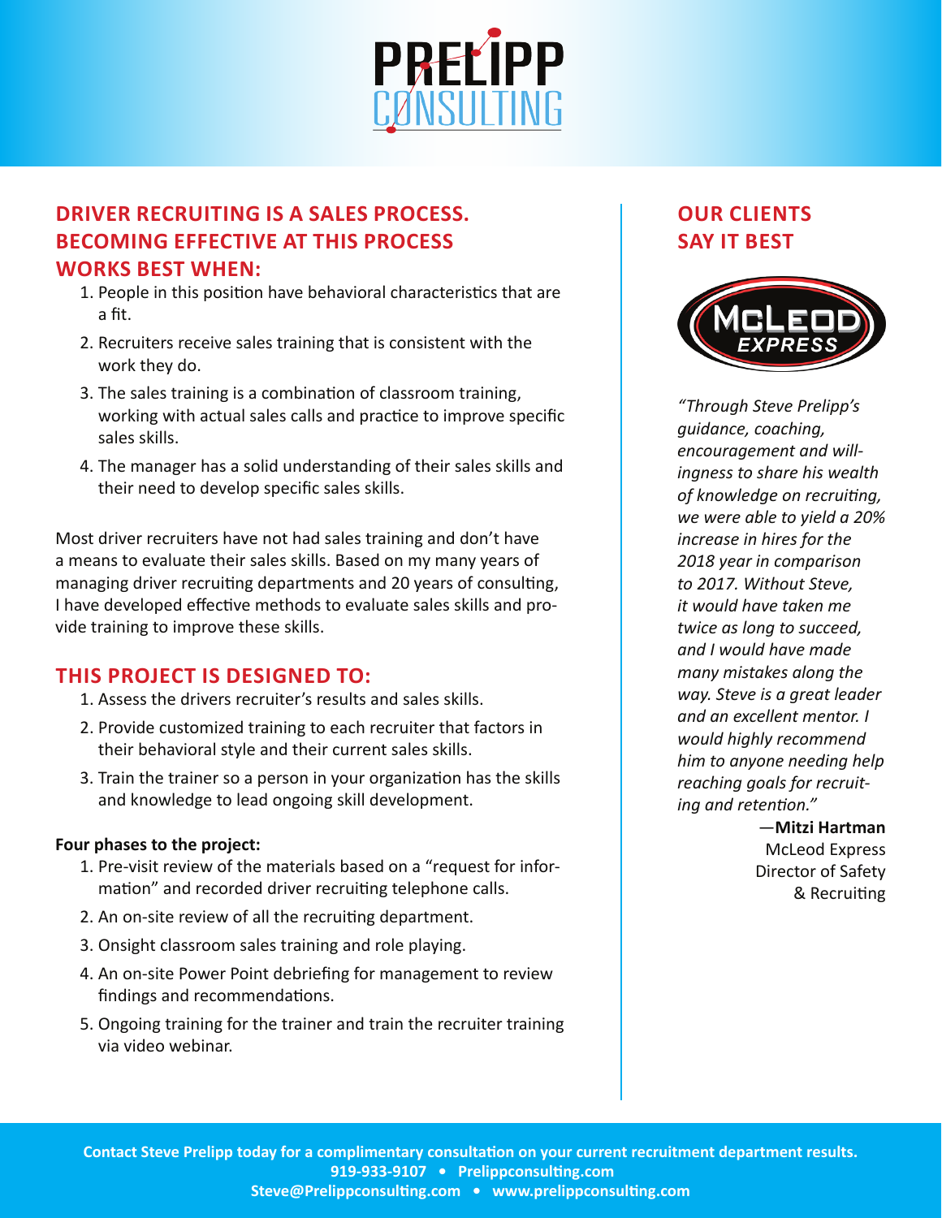# PRELIPP CONSULTING

## DRIVER RECRUITING IS A SALES PROCESS. BECOMING EFFECTIVE AT THIS PROCESS WORKS BEST WHEN:

1. People in this position have behavioral characteristics that are a fit.
2. Recruiters receive sales training that is consistent with the work they do.
3. The sales training is a combination of classroom training, working with actual sales calls and practice to improve specific sales skills.
4. The manager has a solid understanding of their sales skills and their need to develop specific sales skills.

Most driver recruiters have not had sales training and don't have a means to evaluate their sales skills. Based on my many years of managing driver recruiting departments and 20 years of consulting, I have developed effective methods to evaluate sales skills and provide training to improve these skills.

## THIS PROJECT IS DESIGNED TO:

1. Assess the drivers recruiter's results and sales skills.
2. Provide customized training to each recruiter that factors in their behavioral style and their current sales skills.
3. Train the trainer so a person in your organization has the skills and knowledge to lead ongoing skill development.

**Four phases to the project:**

1. Pre-visit review of the materials based on a "request for information" and recorded driver recruiting telephone calls.
2. An on-site review of all the recruiting department.
3. Onsight classroom sales training and role playing.
4. An on-site Power Point debriefing for management to review findings and recommendations.
5. Ongoing training for the trainer and train the recruiter training via video webinar.

## OUR CLIENTS SAY IT BEST

McLEOD EXPRESS

*"Through Steve Prelipp's guidance, coaching, encouragement and willingness to share his wealth of knowledge on recruiting, we were able to yield a 20% increase in hires for the 2018 year in comparison to 2017. Without Steve, it would have taken me twice as long to succeed, and I would have made many mistakes along the way. Steve is a great leader and an excellent mentor. I would highly recommend him to anyone needing help reaching goals for recruiting and retention."*

—**Mitzi Hartman**
McLeod Express
Director of Safety & Recruiting

**Contact Steve Prelipp today for a complimentary consultation on your current recruitment department results.**
**919-933-9107 • Prelippconsulting.com**
**Steve@Prelippconsulting.com • www.prelippconsulting.com**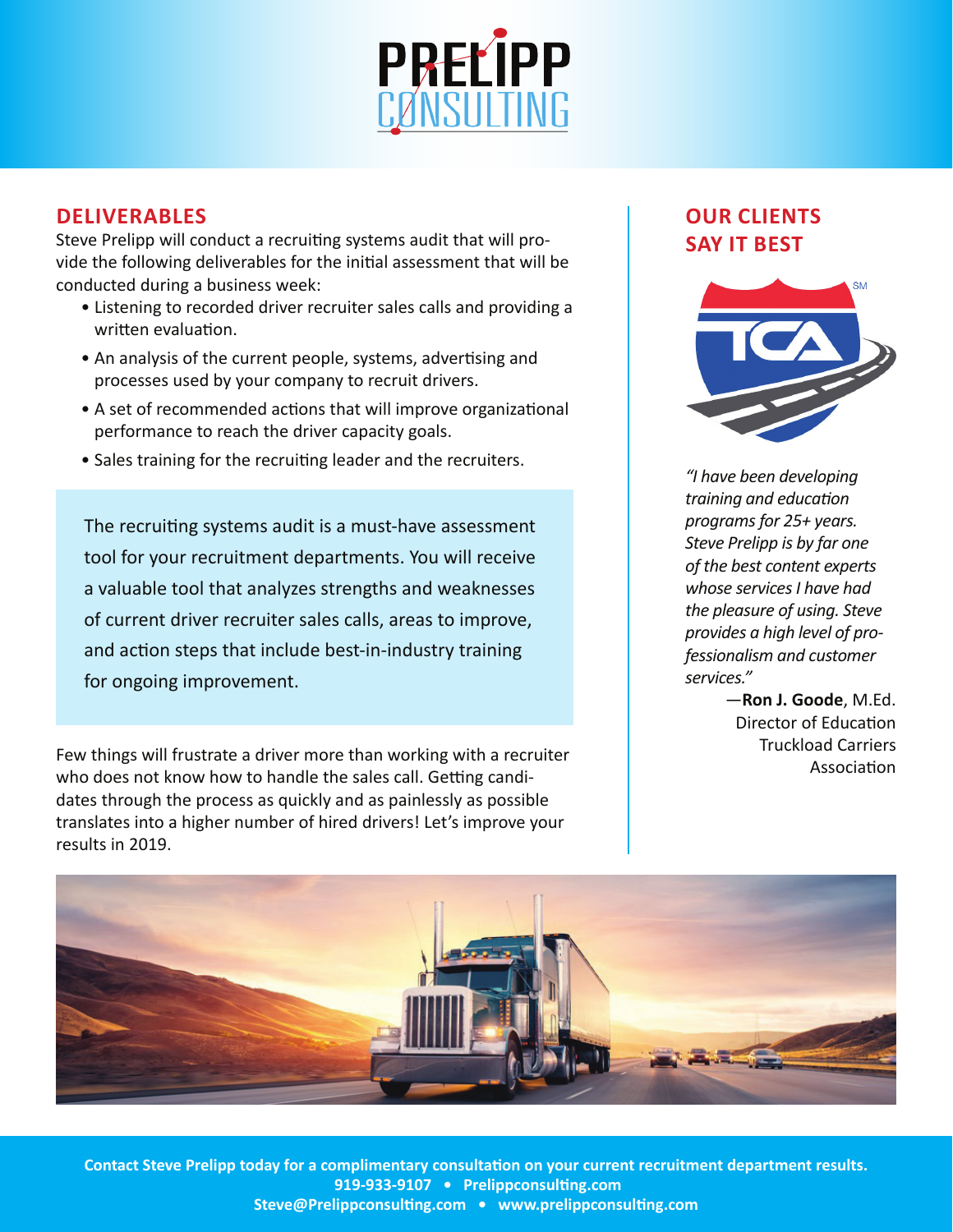# PRELIPP CONSULTING

## DELIVERABLES

Steve Prelipp will conduct a recruiting systems audit that will provide the following deliverables for the initial assessment that will be conducted during a business week:

- Listening to recorded driver recruiter sales calls and providing a written evaluation.
- An analysis of the current people, systems, advertising and processes used by your company to recruit drivers.
- A set of recommended actions that will improve organizational performance to reach the driver capacity goals.
- Sales training for the recruiting leader and the recruiters.

The recruiting systems audit is a must-have assessment tool for your recruitment departments. You will receive a valuable tool that analyzes strengths and weaknesses of current driver recruiter sales calls, areas to improve, and action steps that include best-in-industry training for ongoing improvement.

Few things will frustrate a driver more than working with a recruiter who does not know how to handle the sales call. Getting candidates through the process as quickly and as painlessly as possible translates into a higher number of hired drivers! Let's improve your results in 2019.

## OUR CLIENTS SAY IT BEST

TCA SM

*"I have been developing training and education programs for 25+ years. Steve Prelipp is by far one of the best content experts whose services I have had the pleasure of using. Steve provides a high level of professionalism and customer services."*

—**Ron J. Goode**, M.Ed.
Director of Education
Truckload Carriers Association

**Contact Steve Prelipp today for a complimentary consultation on your current recruitment department results.**
**919-933-9107 • Prelippconsulting.com**
**Steve@Prelippconsulting.com • www.prelippconsulting.com**